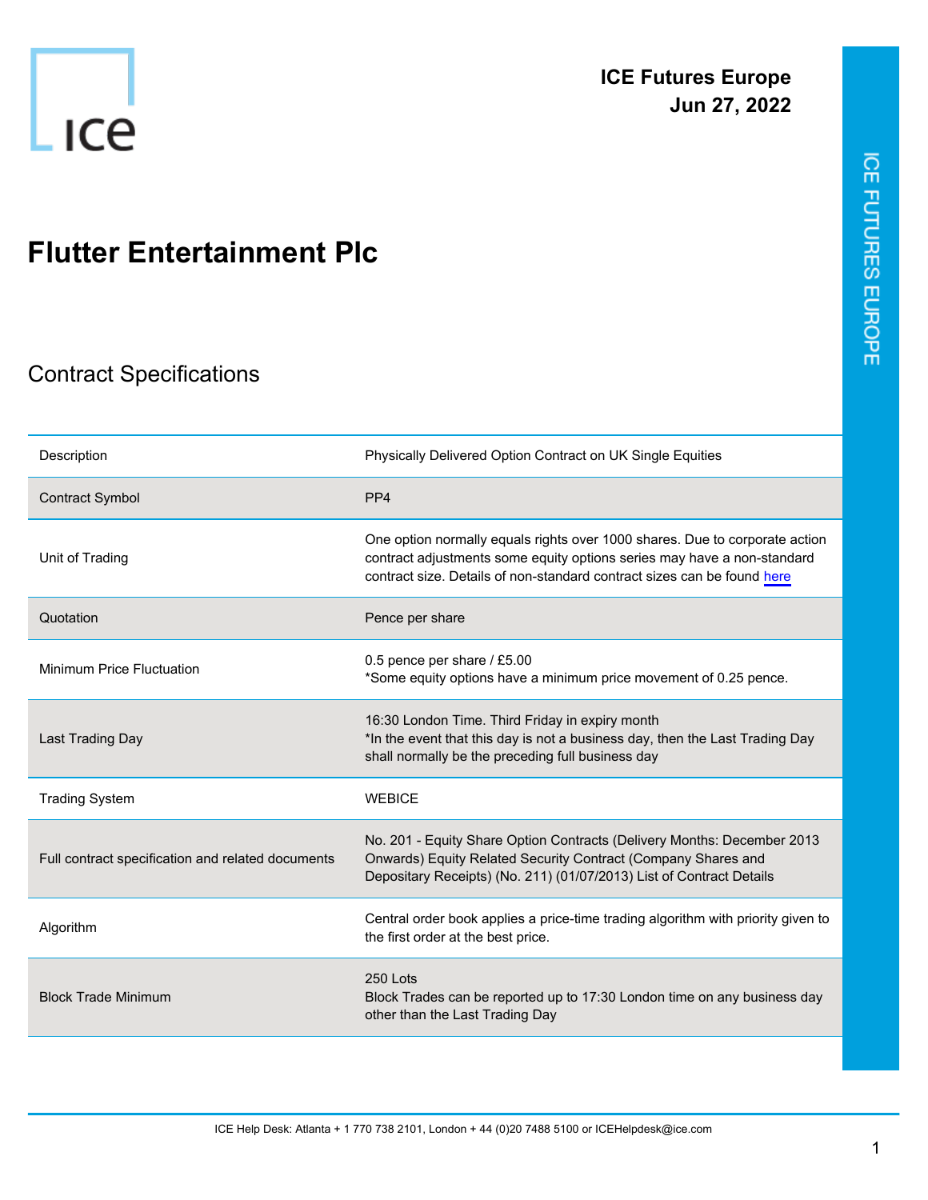**ICE Futures Europe**
**Jun 27, 2022**

# Flutter Entertainment Plc

## Contract Specifications

| | |
|---|---|
| Description | Physically Delivered Option Contract on UK Single Equities |
| Contract Symbol | PP4 |
| Unit of Trading | One option normally equals rights over 1000 shares. Due to corporate action contract adjustments some equity options series may have a non-standard contract size. Details of non-standard contract sizes can be found here |
| Quotation | Pence per share |
| Minimum Price Fluctuation | 0.5 pence per share / £5.00<br>*Some equity options have a minimum price movement of 0.25 pence. |
| Last Trading Day | 16:30 London Time. Third Friday in expiry month<br>*In the event that this day is not a business day, then the Last Trading Day shall normally be the preceding full business day |
| Trading System | WEBICE |
| Full contract specification and related documents | No. 201 - Equity Share Option Contracts (Delivery Months: December 2013 Onwards) Equity Related Security Contract (Company Shares and Depositary Receipts) (No. 211) (01/07/2013) List of Contract Details |
| Algorithm | Central order book applies a price-time trading algorithm with priority given to the first order at the best price. |
| Block Trade Minimum | 250 Lots<br>Block Trades can be reported up to 17:30 London time on any business day other than the Last Trading Day |

ICE Help Desk: Atlanta + 1 770 738 2101, London + 44 (0)20 7488 5100 or ICEHelpdesk@ice.com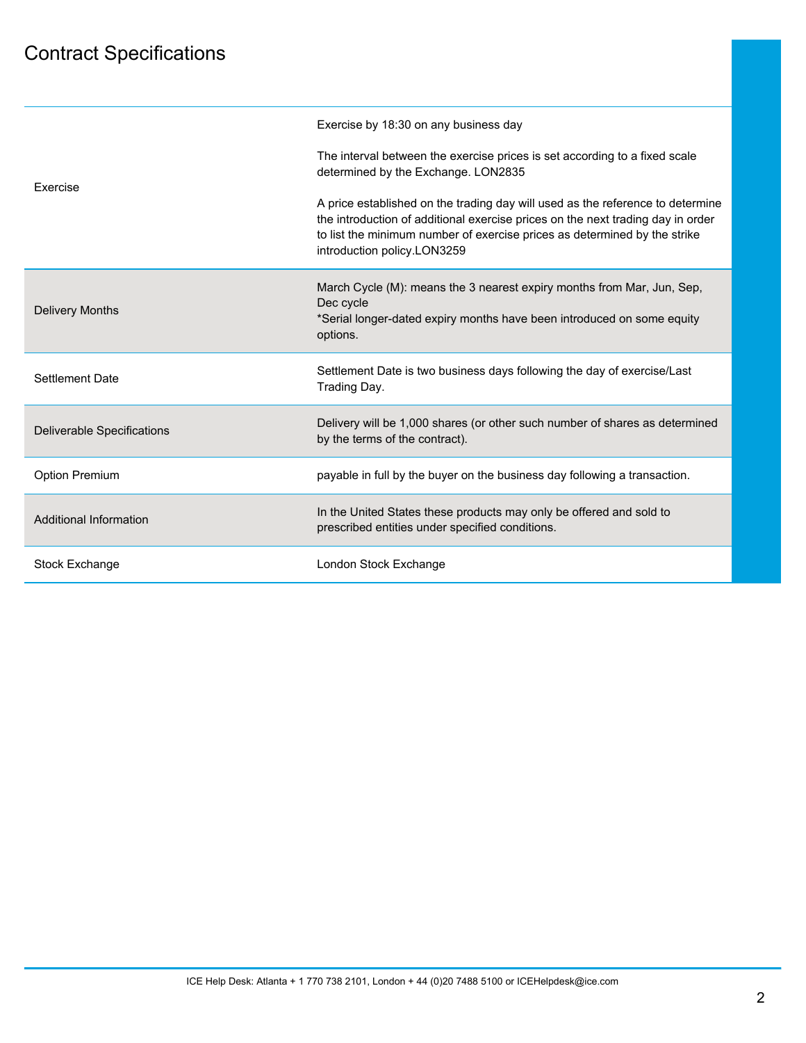# Contract Specifications

| | |
|---|---|
| Exercise | Exercise by 18:30 on any business day<br><br>The interval between the exercise prices is set according to a fixed scale determined by the Exchange. LON2835<br><br>A price established on the trading day will used as the reference to determine the introduction of additional exercise prices on the next trading day in order to list the minimum number of exercise prices as determined by the strike introduction policy.LON3259 |
| Delivery Months | March Cycle (M): means the 3 nearest expiry months from Mar, Jun, Sep, Dec cycle<br>*Serial longer-dated expiry months have been introduced on some equity options. |
| Settlement Date | Settlement Date is two business days following the day of exercise/Last Trading Day. |
| Deliverable Specifications | Delivery will be 1,000 shares (or other such number of shares as determined by the terms of the contract). |
| Option Premium | payable in full by the buyer on the business day following a transaction. |
| Additional Information | In the United States these products may only be offered and sold to prescribed entities under specified conditions. |
| Stock Exchange | London Stock Exchange |

ICE Help Desk: Atlanta + 1 770 738 2101, London + 44 (0)20 7488 5100 or ICEHelpdesk@ice.com